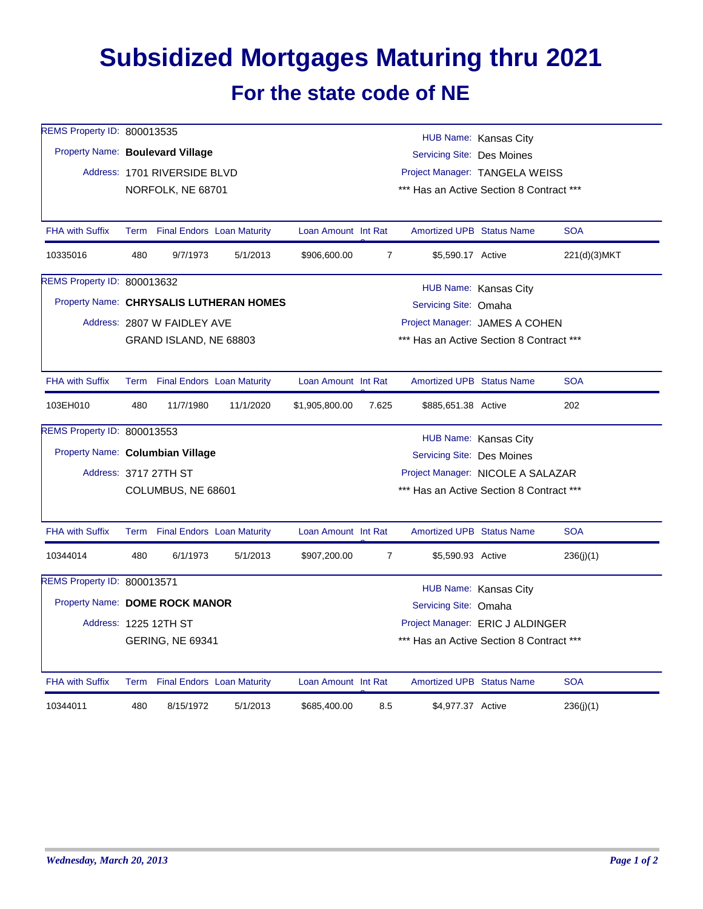# Subsidized Mortgages Maturing thru 2021

## For the state code of NE

REMS Property ID: 800013535
Property Name: **Boulevard Village**
Address: 1701 RIVERSIDE BLVD
NORFOLK, NE 68701

HUB Name: Kansas City
Servicing Site: Des Moines
Project Manager: TANGELA WEISS
\*\*\* Has an Active Section 8 Contract \*\*\*

| FHA with Suffix | Term | Final Endors | Loan Maturity | Loan Amount | Int Rate | Amortized UPB | Status Name | SOA |
|---|---|---|---|---|---|---|---|---|
| 10335016 | 480 | 9/7/1973 | 5/1/2013 | $906,600.00 | 7 | $5,590.17 | Active | 221(d)(3)MKT |

REMS Property ID: 800013632
Property Name: **CHRYSALIS LUTHERAN HOMES**
Address: 2807 W FAIDLEY AVE
GRAND ISLAND, NE 68803

HUB Name: Kansas City
Servicing Site: Omaha
Project Manager: JAMES A COHEN
\*\*\* Has an Active Section 8 Contract \*\*\*

| FHA with Suffix | Term | Final Endors | Loan Maturity | Loan Amount | Int Rate | Amortized UPB | Status Name | SOA |
|---|---|---|---|---|---|---|---|---|
| 103EH010 | 480 | 11/7/1980 | 11/1/2020 | $1,905,800.00 | 7.625 | $885,651.38 | Active | 202 |

REMS Property ID: 800013553
Property Name: **Columbian Village**
Address: 3717 27TH ST
COLUMBUS, NE 68601

HUB Name: Kansas City
Servicing Site: Des Moines
Project Manager: NICOLE A SALAZAR
\*\*\* Has an Active Section 8 Contract \*\*\*

| FHA with Suffix | Term | Final Endors | Loan Maturity | Loan Amount | Int Rate | Amortized UPB | Status Name | SOA |
|---|---|---|---|---|---|---|---|---|
| 10344014 | 480 | 6/1/1973 | 5/1/2013 | $907,200.00 | 7 | $5,590.93 | Active | 236(j)(1) |

REMS Property ID: 800013571
Property Name: **DOME ROCK MANOR**
Address: 1225 12TH ST
GERING, NE 69341

HUB Name: Kansas City
Servicing Site: Omaha
Project Manager: ERIC J ALDINGER
\*\*\* Has an Active Section 8 Contract \*\*\*

| FHA with Suffix | Term | Final Endors | Loan Maturity | Loan Amount | Int Rate | Amortized UPB | Status Name | SOA |
|---|---|---|---|---|---|---|---|---|
| 10344011 | 480 | 8/15/1972 | 5/1/2013 | $685,400.00 | 8.5 | $4,977.37 | Active | 236(j)(1) |

*Wednesday, March 20, 2013*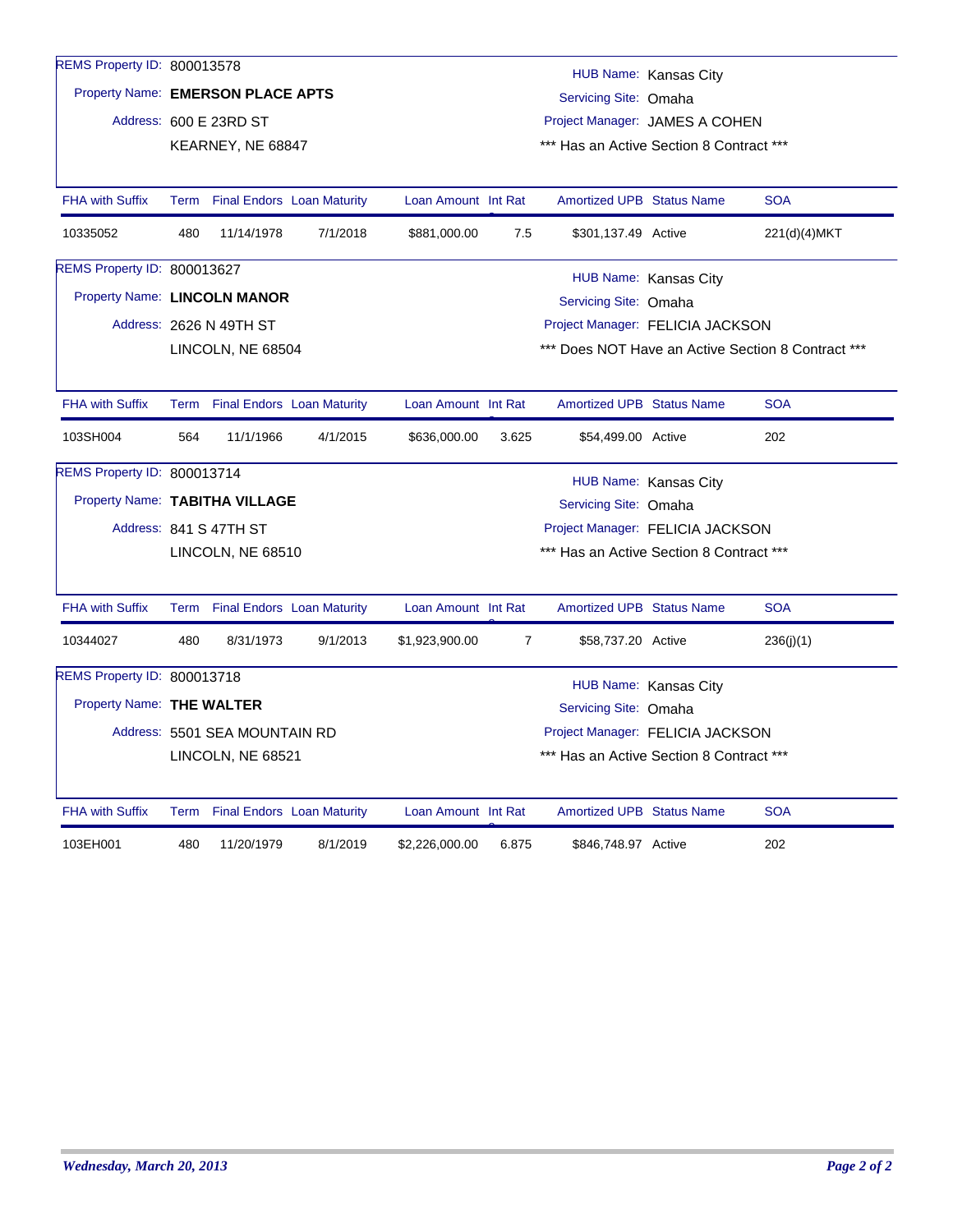REMS Property ID: 800013578

Property Name: **EMERSON PLACE APTS**

Address: 600 E 23RD ST
KEARNEY, NE 68847

HUB Name: Kansas City
Servicing Site: Omaha
Project Manager: JAMES A COHEN
*** Has an Active Section 8 Contract ***

| FHA with Suffix | Term | Final Endors | Loan Maturity | Loan Amount | Int Rate | Amortized UPB | Status Name | SOA |
|---|---|---|---|---|---|---|---|---|
| 10335052 | 480 | 11/14/1978 | 7/1/2018 | $881,000.00 | 7.5 | $301,137.49 | Active | 221(d)(4)MKT |

REMS Property ID: 800013627

Property Name: **LINCOLN MANOR**

Address: 2626 N 49TH ST
LINCOLN, NE 68504

HUB Name: Kansas City
Servicing Site: Omaha
Project Manager: FELICIA JACKSON
*** Does NOT Have an Active Section 8 Contract ***

| FHA with Suffix | Term | Final Endors | Loan Maturity | Loan Amount | Int Rate | Amortized UPB | Status Name | SOA |
|---|---|---|---|---|---|---|---|---|
| 103SH004 | 564 | 11/1/1966 | 4/1/2015 | $636,000.00 | 3.625 | $54,499.00 | Active | 202 |

REMS Property ID: 800013714

Property Name: **TABITHA VILLAGE**

Address: 841 S 47TH ST
LINCOLN, NE 68510

HUB Name: Kansas City
Servicing Site: Omaha
Project Manager: FELICIA JACKSON
*** Has an Active Section 8 Contract ***

| FHA with Suffix | Term | Final Endors | Loan Maturity | Loan Amount | Int Rate | Amortized UPB | Status Name | SOA |
|---|---|---|---|---|---|---|---|---|
| 10344027 | 480 | 8/31/1973 | 9/1/2013 | $1,923,900.00 | 7 | $58,737.20 | Active | 236(j)(1) |

REMS Property ID: 800013718

Property Name: **THE WALTER**

Address: 5501 SEA MOUNTAIN RD
LINCOLN, NE 68521

HUB Name: Kansas City
Servicing Site: Omaha
Project Manager: FELICIA JACKSON
*** Has an Active Section 8 Contract ***

| FHA with Suffix | Term | Final Endors | Loan Maturity | Loan Amount | Int Rate | Amortized UPB | Status Name | SOA |
|---|---|---|---|---|---|---|---|---|
| 103EH001 | 480 | 11/20/1979 | 8/1/2019 | $2,226,000.00 | 6.875 | $846,748.97 | Active | 202 |

*Wednesday, March 20, 2013*